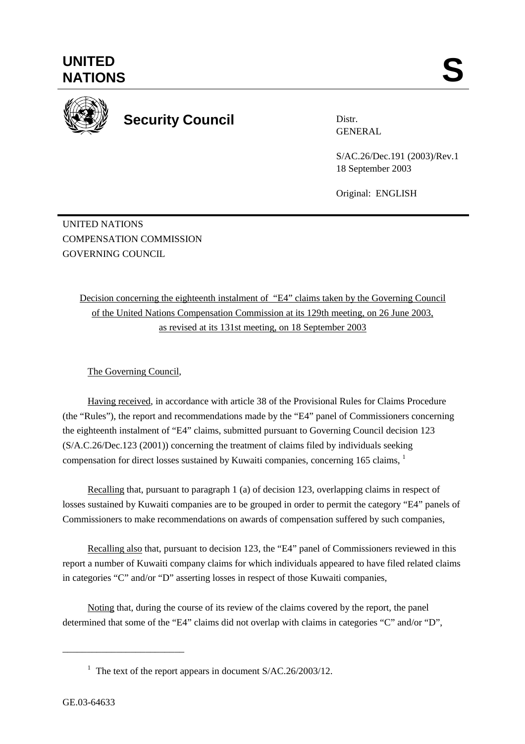# UNITED NATIONS

# S

## Security Council

Distr.
GENERAL

S/AC.26/Dec.191 (2003)/Rev.1
18 September 2003

Original: ENGLISH

UNITED NATIONS
COMPENSATION COMMISSION
GOVERNING COUNCIL

Decision concerning the eighteenth instalment of "E4" claims taken by the Governing Council of the United Nations Compensation Commission at its 129th meeting, on 26 June 2003, as revised at its 131st meeting, on 18 September 2003

The Governing Council,

Having received, in accordance with article 38 of the Provisional Rules for Claims Procedure (the "Rules"), the report and recommendations made by the "E4" panel of Commissioners concerning the eighteenth instalment of "E4" claims, submitted pursuant to Governing Council decision 123 (S/A.C.26/Dec.123 (2001)) concerning the treatment of claims filed by individuals seeking compensation for direct losses sustained by Kuwaiti companies, concerning 165 claims, [1]

Recalling that, pursuant to paragraph 1 (a) of decision 123, overlapping claims in respect of losses sustained by Kuwaiti companies are to be grouped in order to permit the category "E4" panels of Commissioners to make recommendations on awards of compensation suffered by such companies,

Recalling also that, pursuant to decision 123, the "E4" panel of Commissioners reviewed in this report a number of Kuwaiti company claims for which individuals appeared to have filed related claims in categories "C" and/or "D" asserting losses in respect of those Kuwaiti companies,

Noting that, during the course of its review of the claims covered by the report, the panel determined that some of the "E4" claims did not overlap with claims in categories "C" and/or "D",

---

[1] The text of the report appears in document S/AC.26/2003/12.

GE.03-64633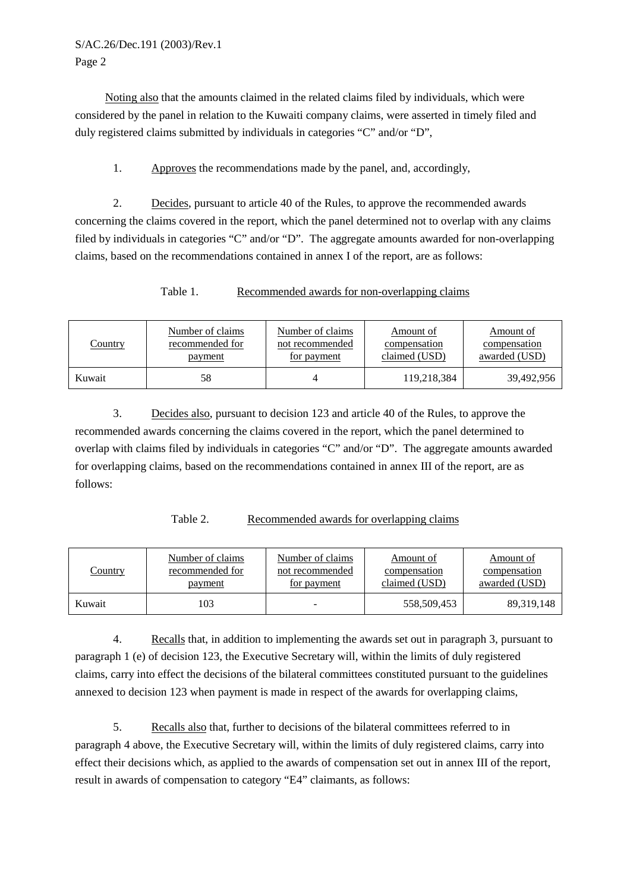Noting also that the amounts claimed in the related claims filed by individuals, which were considered by the panel in relation to the Kuwaiti company claims, were asserted in timely filed and duly registered claims submitted by individuals in categories "C" and/or "D",

1. Approves the recommendations made by the panel, and, accordingly,

2. Decides, pursuant to article 40 of the Rules, to approve the recommended awards concerning the claims covered in the report, which the panel determined not to overlap with any claims filed by individuals in categories "C" and/or "D". The aggregate amounts awarded for non-overlapping claims, based on the recommendations contained in annex I of the report, are as follows:

Table 1. Recommended awards for non-overlapping claims

| Country | Number of claims recommended for payment | Number of claims not recommended for payment | Amount of compensation claimed (USD) | Amount of compensation awarded (USD) |
|---|---|---|---|---|
| Kuwait | 58 | 4 | 119,218,384 | 39,492,956 |

3. Decides also, pursuant to decision 123 and article 40 of the Rules, to approve the recommended awards concerning the claims covered in the report, which the panel determined to overlap with claims filed by individuals in categories "C" and/or "D". The aggregate amounts awarded for overlapping claims, based on the recommendations contained in annex III of the report, are as follows:

Table 2. Recommended awards for overlapping claims

| Country | Number of claims recommended for payment | Number of claims not recommended for payment | Amount of compensation claimed (USD) | Amount of compensation awarded (USD) |
|---|---|---|---|---|
| Kuwait | 103 | - | 558,509,453 | 89,319,148 |

4. Recalls that, in addition to implementing the awards set out in paragraph 3, pursuant to paragraph 1 (e) of decision 123, the Executive Secretary will, within the limits of duly registered claims, carry into effect the decisions of the bilateral committees constituted pursuant to the guidelines annexed to decision 123 when payment is made in respect of the awards for overlapping claims,

5. Recalls also that, further to decisions of the bilateral committees referred to in paragraph 4 above, the Executive Secretary will, within the limits of duly registered claims, carry into effect their decisions which, as applied to the awards of compensation set out in annex III of the report, result in awards of compensation to category "E4" claimants, as follows: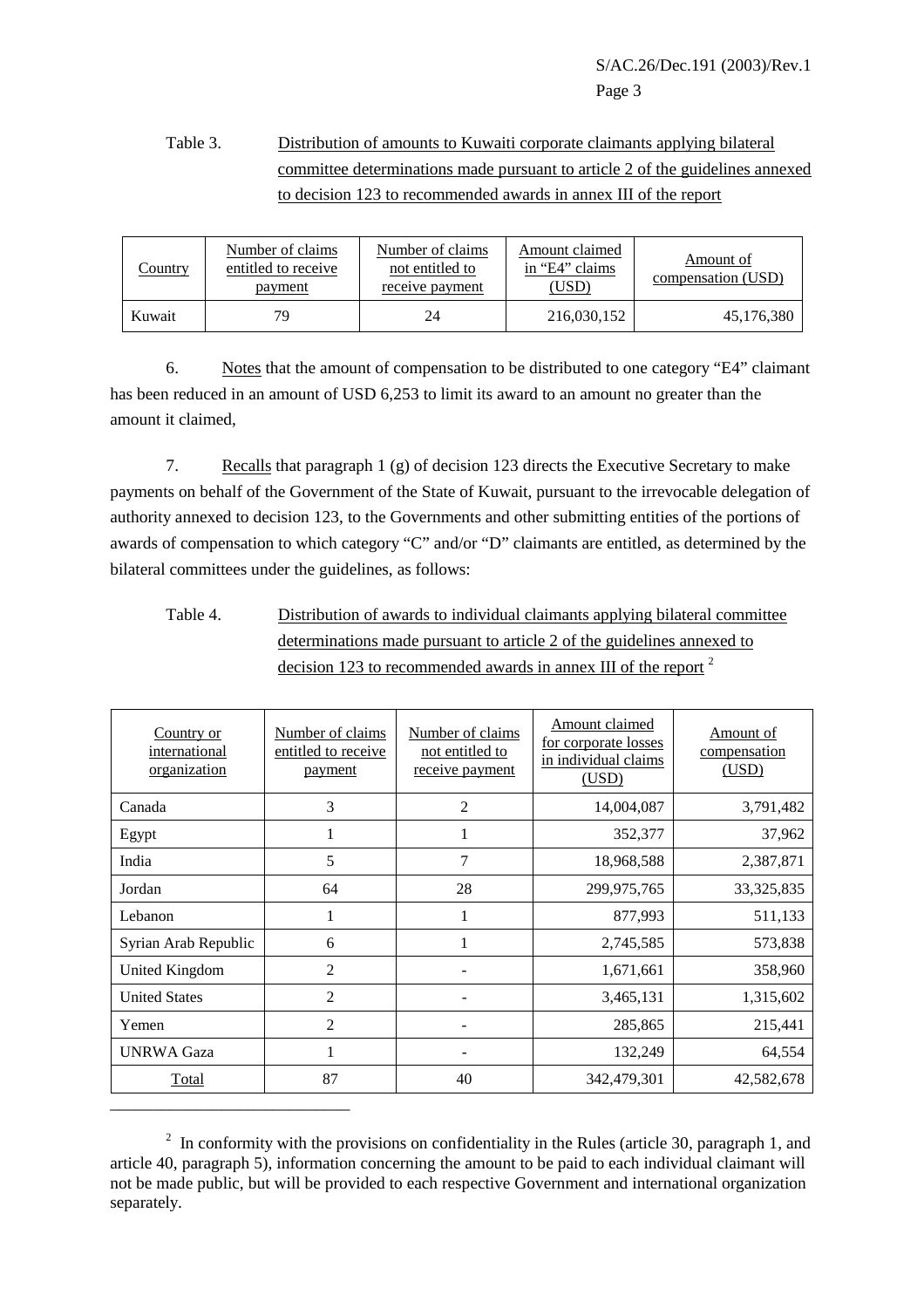Table 3. Distribution of amounts to Kuwaiti corporate claimants applying bilateral committee determinations made pursuant to article 2 of the guidelines annexed to decision 123 to recommended awards in annex III of the report

| Country | Number of claims entitled to receive payment | Number of claims not entitled to receive payment | Amount claimed in "E4" claims (USD) | Amount of compensation (USD) |
|---|---|---|---|---|
| Kuwait | 79 | 24 | 216,030,152 | 45,176,380 |

6. Notes that the amount of compensation to be distributed to one category "E4" claimant has been reduced in an amount of USD 6,253 to limit its award to an amount no greater than the amount it claimed,

7. Recalls that paragraph 1 (g) of decision 123 directs the Executive Secretary to make payments on behalf of the Government of the State of Kuwait, pursuant to the irrevocable delegation of authority annexed to decision 123, to the Governments and other submitting entities of the portions of awards of compensation to which category "C" and/or "D" claimants are entitled, as determined by the bilateral committees under the guidelines, as follows:

Table 4. Distribution of awards to individual claimants applying bilateral committee determinations made pursuant to article 2 of the guidelines annexed to decision 123 to recommended awards in annex III of the report [2]

| Country or international organization | Number of claims entitled to receive payment | Number of claims not entitled to receive payment | Amount claimed for corporate losses in individual claims (USD) | Amount of compensation (USD) |
|---|---|---|---|---|
| Canada | 3 | 2 | 14,004,087 | 3,791,482 |
| Egypt | 1 | 1 | 352,377 | 37,962 |
| India | 5 | 7 | 18,968,588 | 2,387,871 |
| Jordan | 64 | 28 | 299,975,765 | 33,325,835 |
| Lebanon | 1 | 1 | 877,993 | 511,133 |
| Syrian Arab Republic | 6 | 1 | 2,745,585 | 573,838 |
| United Kingdom | 2 | - | 1,671,661 | 358,960 |
| United States | 2 | - | 3,465,131 | 1,315,602 |
| Yemen | 2 | - | 285,865 | 215,441 |
| UNRWA Gaza | 1 | - | 132,249 | 64,554 |
| Total | 87 | 40 | 342,479,301 | 42,582,678 |

[2] In conformity with the provisions on confidentiality in the Rules (article 30, paragraph 1, and article 40, paragraph 5), information concerning the amount to be paid to each individual claimant will not be made public, but will be provided to each respective Government and international organization separately.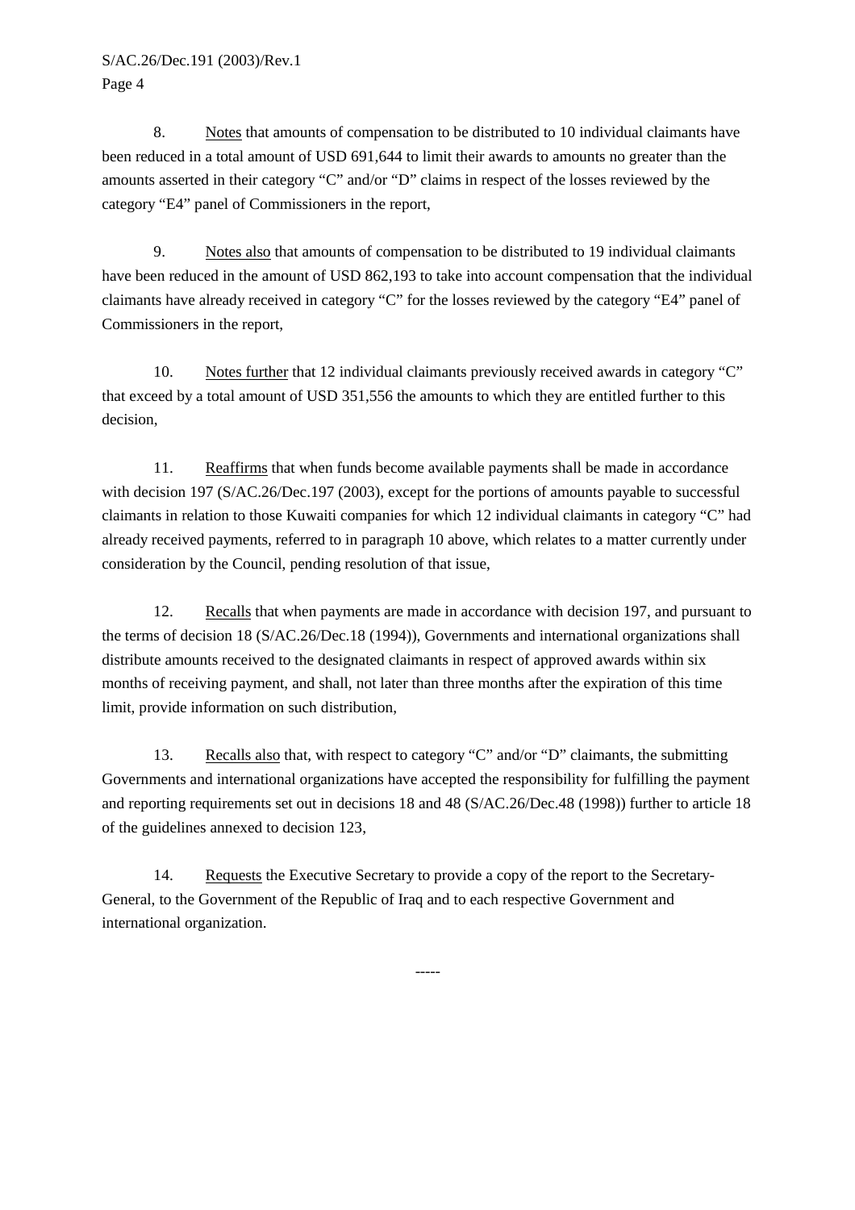8. Notes that amounts of compensation to be distributed to 10 individual claimants have been reduced in a total amount of USD 691,644 to limit their awards to amounts no greater than the amounts asserted in their category "C" and/or "D" claims in respect of the losses reviewed by the category "E4" panel of Commissioners in the report,

9. Notes also that amounts of compensation to be distributed to 19 individual claimants have been reduced in the amount of USD 862,193 to take into account compensation that the individual claimants have already received in category "C" for the losses reviewed by the category "E4" panel of Commissioners in the report,

10. Notes further that 12 individual claimants previously received awards in category "C" that exceed by a total amount of USD 351,556 the amounts to which they are entitled further to this decision,

11. Reaffirms that when funds become available payments shall be made in accordance with decision 197 (S/AC.26/Dec.197 (2003), except for the portions of amounts payable to successful claimants in relation to those Kuwaiti companies for which 12 individual claimants in category "C" had already received payments, referred to in paragraph 10 above, which relates to a matter currently under consideration by the Council, pending resolution of that issue,

12. Recalls that when payments are made in accordance with decision 197, and pursuant to the terms of decision 18 (S/AC.26/Dec.18 (1994)), Governments and international organizations shall distribute amounts received to the designated claimants in respect of approved awards within six months of receiving payment, and shall, not later than three months after the expiration of this time limit, provide information on such distribution,

13. Recalls also that, with respect to category "C" and/or "D" claimants, the submitting Governments and international organizations have accepted the responsibility for fulfilling the payment and reporting requirements set out in decisions 18 and 48 (S/AC.26/Dec.48 (1998)) further to article 18 of the guidelines annexed to decision 123,

14. Requests the Executive Secretary to provide a copy of the report to the Secretary-General, to the Government of the Republic of Iraq and to each respective Government and international organization.

-----